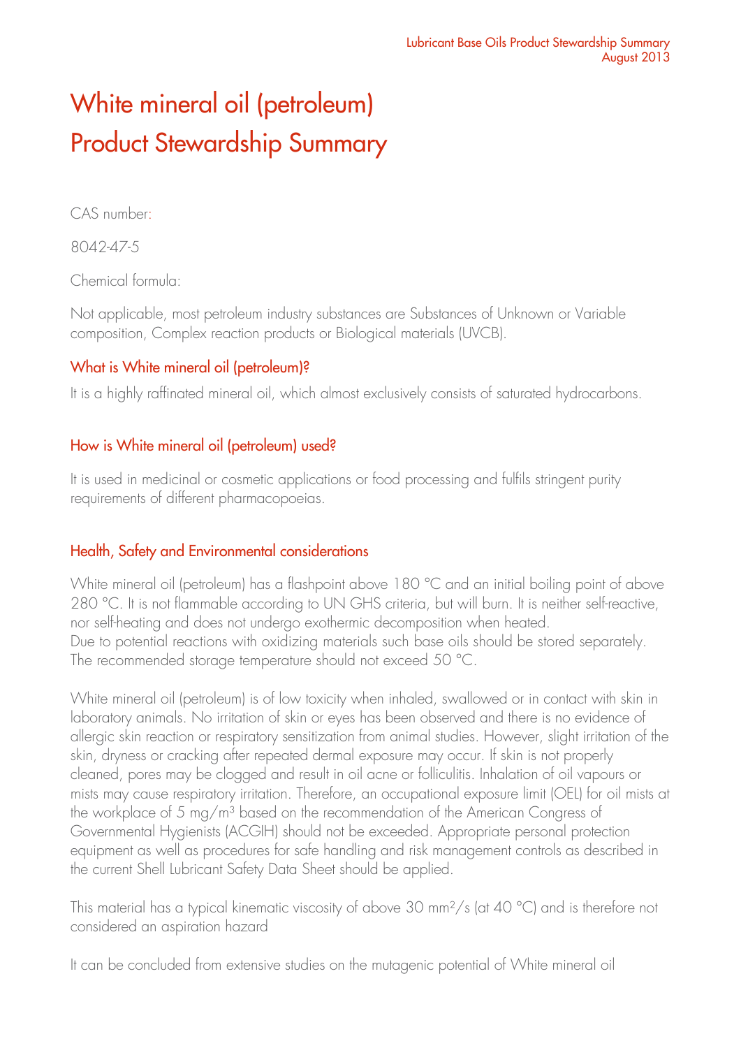# White mineral oil (petroleum) Product Stewardship Summary

CAS number:

8042-47-5

Chemical formula:

Not applicable, most petroleum industry substances are Substances of Unknown or Variable composition, Complex reaction products or Biological materials (UVCB).

## What is White mineral oil (petroleum)?

It is a highly raffinated mineral oil, which almost exclusively consists of saturated hydrocarbons.

## How is White mineral oil (petroleum) used?

It is used in medicinal or cosmetic applications or food processing and fulfils stringent purity requirements of different pharmacopoeias.

## Health, Safety and Environmental considerations

White mineral oil (petroleum) has a flashpoint above 180 °C and an initial boiling point of above 280 °C. It is not flammable according to UN GHS criteria, but will burn. It is neither self-reactive, nor self-heating and does not undergo exothermic decomposition when heated.
Due to potential reactions with oxidizing materials such base oils should be stored separately. The recommended storage temperature should not exceed 50 °C.

White mineral oil (petroleum) is of low toxicity when inhaled, swallowed or in contact with skin in laboratory animals. No irritation of skin or eyes has been observed and there is no evidence of allergic skin reaction or respiratory sensitization from animal studies. However, slight irritation of the skin, dryness or cracking after repeated dermal exposure may occur. If skin is not properly cleaned, pores may be clogged and result in oil acne or folliculitis. Inhalation of oil vapours or mists may cause respiratory irritation. Therefore, an occupational exposure limit (OEL) for oil mists at the workplace of 5 mg/m$^3$ based on the recommendation of the American Congress of Governmental Hygienists (ACGIH) should not be exceeded. Appropriate personal protection equipment as well as procedures for safe handling and risk management controls as described in the current Shell Lubricant Safety Data Sheet should be applied.

This material has a typical kinematic viscosity of above 30 mm$^2$/s (at 40 °C) and is therefore not considered an aspiration hazard

It can be concluded from extensive studies on the mutagenic potential of White mineral oil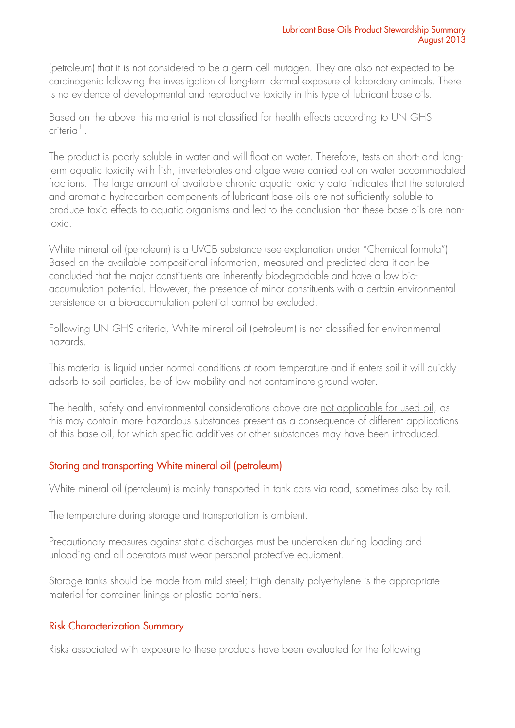(petroleum) that it is not considered to be a germ cell mutagen. They are also not expected to be carcinogenic following the investigation of long-term dermal exposure of laboratory animals. There is no evidence of developmental and reproductive toxicity in this type of lubricant base oils.

Based on the above this material is not classified for health effects according to UN GHS criteria[1)].

The product is poorly soluble in water and will float on water. Therefore, tests on short- and long-term aquatic toxicity with fish, invertebrates and algae were carried out on water accommodated fractions. The large amount of available chronic aquatic toxicity data indicates that the saturated and aromatic hydrocarbon components of lubricant base oils are not sufficiently soluble to produce toxic effects to aquatic organisms and led to the conclusion that these base oils are non-toxic.

White mineral oil (petroleum) is a UVCB substance (see explanation under "Chemical formula"). Based on the available compositional information, measured and predicted data it can be concluded that the major constituents are inherently biodegradable and have a low bio-accumulation potential. However, the presence of minor constituents with a certain environmental persistence or a bio-accumulation potential cannot be excluded.

Following UN GHS criteria, White mineral oil (petroleum) is not classified for environmental hazards.

This material is liquid under normal conditions at room temperature and if enters soil it will quickly adsorb to soil particles, be of low mobility and not contaminate ground water.

The health, safety and environmental considerations above are <u>not applicable for used oil</u>, as this may contain more hazardous substances present as a consequence of different applications of this base oil, for which specific additives or other substances may have been introduced.

## Storing and transporting White mineral oil (petroleum)

White mineral oil (petroleum) is mainly transported in tank cars via road, sometimes also by rail.

The temperature during storage and transportation is ambient.

Precautionary measures against static discharges must be undertaken during loading and unloading and all operators must wear personal protective equipment.

Storage tanks should be made from mild steel; High density polyethylene is the appropriate material for container linings or plastic containers.

## Risk Characterization Summary

Risks associated with exposure to these products have been evaluated for the following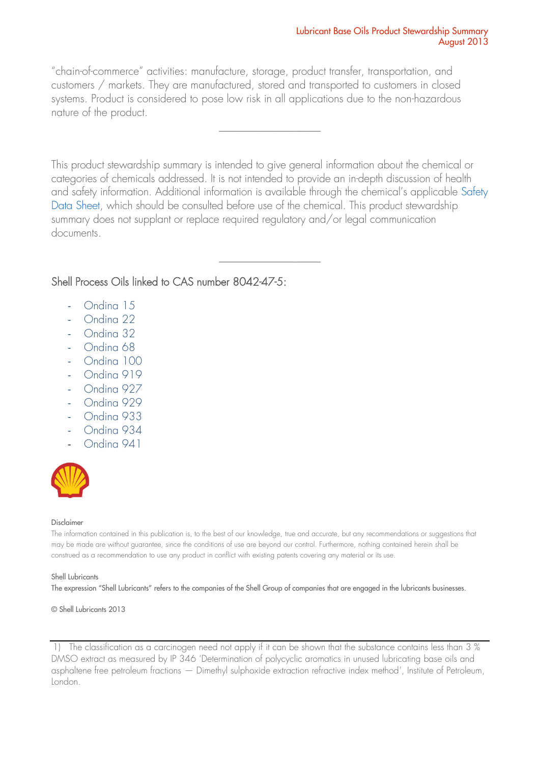"chain-of-commerce" activities: manufacture, storage, product transfer, transportation, and customers / markets. They are manufactured, stored and transported to customers in closed systems. Product is considered to pose low risk in all applications due to the non-hazardous nature of the product.

---

This product stewardship summary is intended to give general information about the chemical or categories of chemicals addressed. It is not intended to provide an in-depth discussion of health and safety information. Additional information is available through the chemical's applicable Safety Data Sheet, which should be consulted before use of the chemical. This product stewardship summary does not supplant or replace required regulatory and/or legal communication documents.

---

## Shell Process Oils linked to CAS number 8042-47-5:

- Ondina 15
- Ondina 22
- Ondina 32
- Ondina 68
- Ondina 100
- Ondina 919
- Ondina 927
- Ondina 929
- Ondina 933
- Ondina 934
- Ondina 941

Disclaimer

The information contained in this publication is, to the best of our knowledge, true and accurate, but any recommendations or suggestions that may be made are without guarantee, since the conditions of use are beyond our control. Furthermore, nothing contained herein shall be construed as a recommendation to use any product in conflict with existing patents covering any material or its use.

Shell Lubricants

The expression "Shell Lubricants" refers to the companies of the Shell Group of companies that are engaged in the lubricants businesses.

© Shell Lubricants 2013

---

1) The classification as a carcinogen need not apply if it can be shown that the substance contains less than 3 % DMSO extract as measured by IP 346 'Determination of polycyclic aromatics in unused lubricating base oils and asphaltene free petroleum fractions — Dimethyl sulphoxide extraction refractive index method', Institute of Petroleum, London.